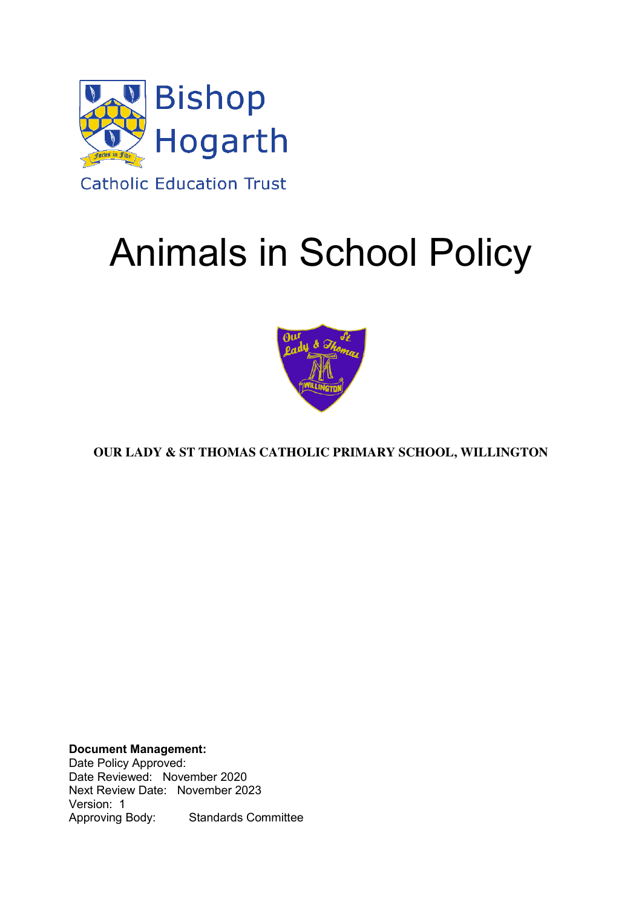Bishop Hogarth

Catholic Education Trust

# Animals in School Policy

**OUR LADY & ST THOMAS CATHOLIC PRIMARY SCHOOL, WILLINGTON**

**Document Management:**
Date Policy Approved:
Date Reviewed: November 2020
Next Review Date: November 2023
Version: 1
Approving Body: Standards Committee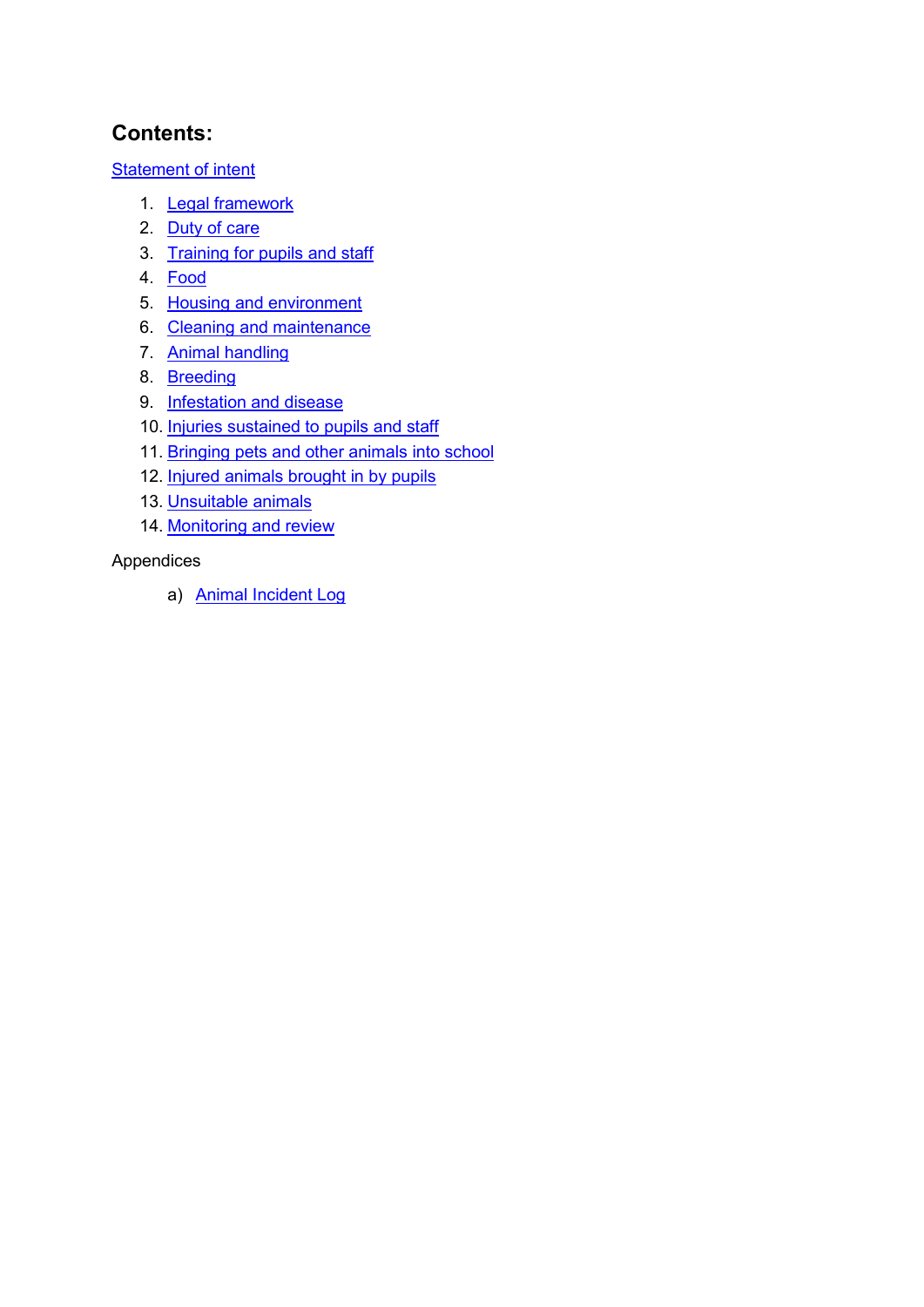## Contents:

Statement of intent

1. Legal framework
2. Duty of care
3. Training for pupils and staff
4. Food
5. Housing and environment
6. Cleaning and maintenance
7. Animal handling
8. Breeding
9. Infestation and disease
10. Injuries sustained to pupils and staff
11. Bringing pets and other animals into school
12. Injured animals brought in by pupils
13. Unsuitable animals
14. Monitoring and review

Appendices

a) Animal Incident Log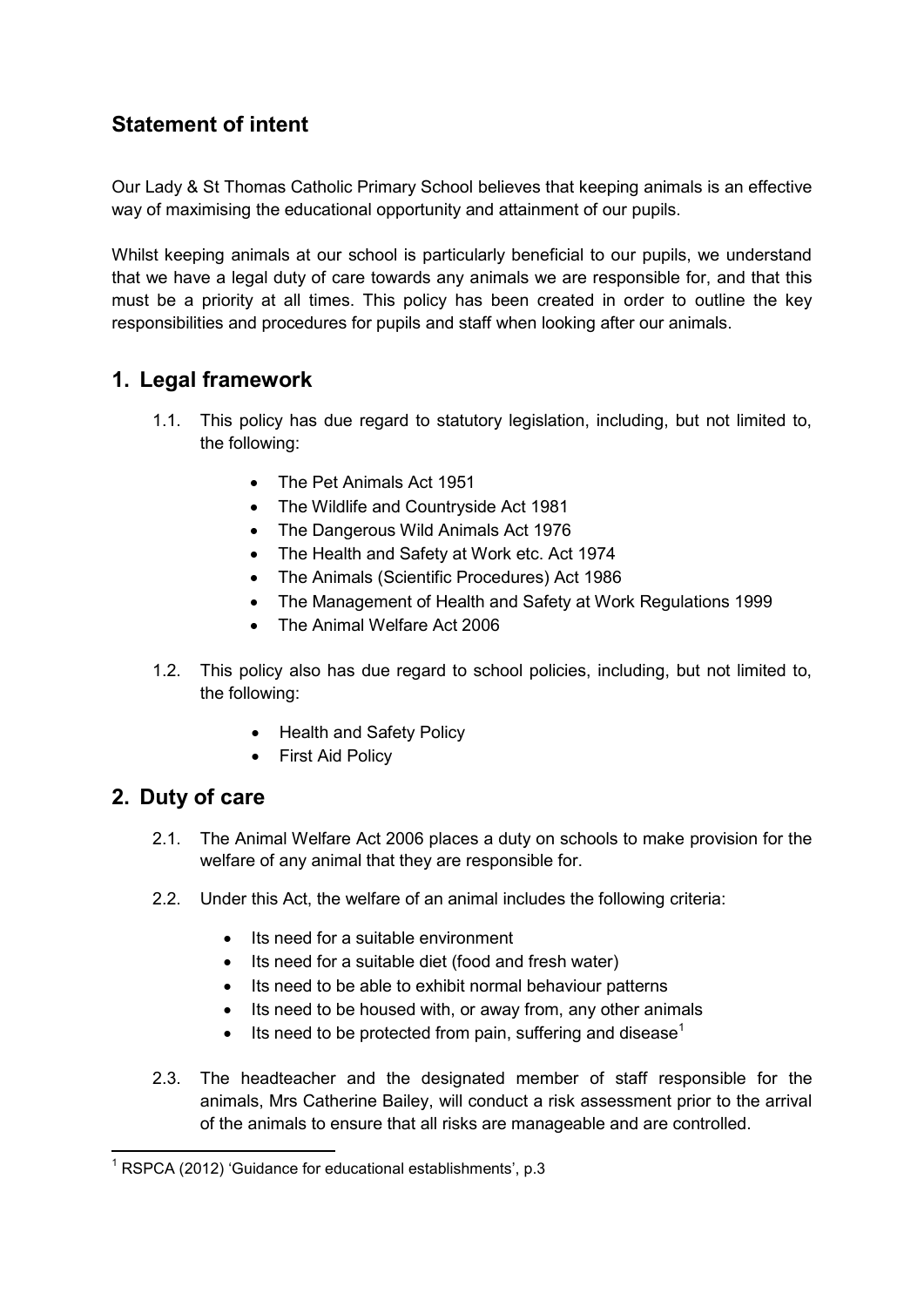## Statement of intent

Our Lady & St Thomas Catholic Primary School believes that keeping animals is an effective way of maximising the educational opportunity and attainment of our pupils.

Whilst keeping animals at our school is particularly beneficial to our pupils, we understand that we have a legal duty of care towards any animals we are responsible for, and that this must be a priority at all times. This policy has been created in order to outline the key responsibilities and procedures for pupils and staff when looking after our animals.

## 1. Legal framework

1.1. This policy has due regard to statutory legislation, including, but not limited to, the following:

- The Pet Animals Act 1951
- The Wildlife and Countryside Act 1981
- The Dangerous Wild Animals Act 1976
- The Health and Safety at Work etc. Act 1974
- The Animals (Scientific Procedures) Act 1986
- The Management of Health and Safety at Work Regulations 1999
- The Animal Welfare Act 2006

1.2. This policy also has due regard to school policies, including, but not limited to, the following:

- Health and Safety Policy
- First Aid Policy

## 2. Duty of care

2.1. The Animal Welfare Act 2006 places a duty on schools to make provision for the welfare of any animal that they are responsible for.

2.2. Under this Act, the welfare of an animal includes the following criteria:

- Its need for a suitable environment
- Its need for a suitable diet (food and fresh water)
- Its need to be able to exhibit normal behaviour patterns
- Its need to be housed with, or away from, any other animals
- Its need to be protected from pain, suffering and disease[1]

2.3. The headteacher and the designated member of staff responsible for the animals, Mrs Catherine Bailey, will conduct a risk assessment prior to the arrival of the animals to ensure that all risks are manageable and are controlled.

[1] RSPCA (2012) 'Guidance for educational establishments', p.3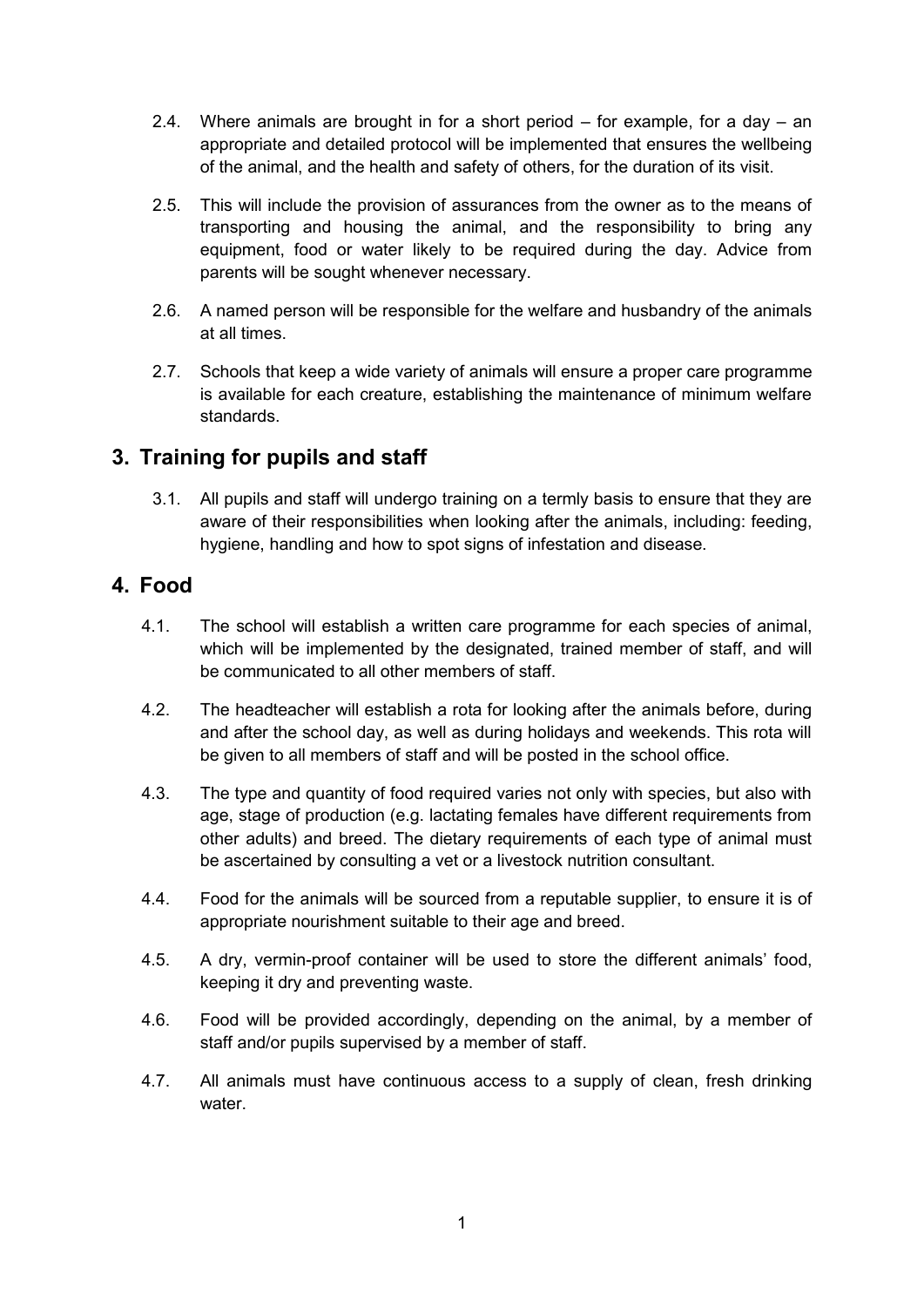2.4. Where animals are brought in for a short period – for example, for a day – an appropriate and detailed protocol will be implemented that ensures the wellbeing of the animal, and the health and safety of others, for the duration of its visit.

2.5. This will include the provision of assurances from the owner as to the means of transporting and housing the animal, and the responsibility to bring any equipment, food or water likely to be required during the day. Advice from parents will be sought whenever necessary.

2.6. A named person will be responsible for the welfare and husbandry of the animals at all times.

2.7. Schools that keep a wide variety of animals will ensure a proper care programme is available for each creature, establishing the maintenance of minimum welfare standards.

## 3. Training for pupils and staff

3.1. All pupils and staff will undergo training on a termly basis to ensure that they are aware of their responsibilities when looking after the animals, including: feeding, hygiene, handling and how to spot signs of infestation and disease.

## 4. Food

4.1. The school will establish a written care programme for each species of animal, which will be implemented by the designated, trained member of staff, and will be communicated to all other members of staff.

4.2. The headteacher will establish a rota for looking after the animals before, during and after the school day, as well as during holidays and weekends. This rota will be given to all members of staff and will be posted in the school office.

4.3. The type and quantity of food required varies not only with species, but also with age, stage of production (e.g. lactating females have different requirements from other adults) and breed. The dietary requirements of each type of animal must be ascertained by consulting a vet or a livestock nutrition consultant.

4.4. Food for the animals will be sourced from a reputable supplier, to ensure it is of appropriate nourishment suitable to their age and breed.

4.5. A dry, vermin-proof container will be used to store the different animals' food, keeping it dry and preventing waste.

4.6. Food will be provided accordingly, depending on the animal, by a member of staff and/or pupils supervised by a member of staff.

4.7. All animals must have continuous access to a supply of clean, fresh drinking water.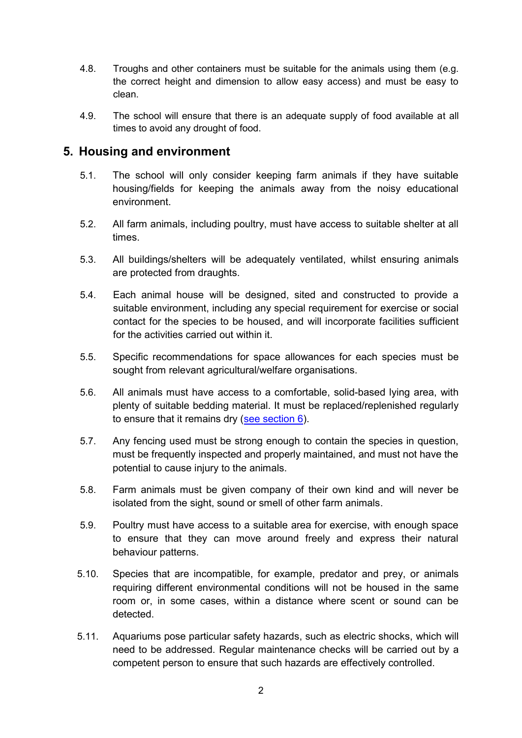4.8. Troughs and other containers must be suitable for the animals using them (e.g. the correct height and dimension to allow easy access) and must be easy to clean.

4.9. The school will ensure that there is an adequate supply of food available at all times to avoid any drought of food.

## 5. Housing and environment

5.1. The school will only consider keeping farm animals if they have suitable housing/fields for keeping the animals away from the noisy educational environment.

5.2. All farm animals, including poultry, must have access to suitable shelter at all times.

5.3. All buildings/shelters will be adequately ventilated, whilst ensuring animals are protected from draughts.

5.4. Each animal house will be designed, sited and constructed to provide a suitable environment, including any special requirement for exercise or social contact for the species to be housed, and will incorporate facilities sufficient for the activities carried out within it.

5.5. Specific recommendations for space allowances for each species must be sought from relevant agricultural/welfare organisations.

5.6. All animals must have access to a comfortable, solid-based lying area, with plenty of suitable bedding material. It must be replaced/replenished regularly to ensure that it remains dry (see section 6).

5.7. Any fencing used must be strong enough to contain the species in question, must be frequently inspected and properly maintained, and must not have the potential to cause injury to the animals.

5.8. Farm animals must be given company of their own kind and will never be isolated from the sight, sound or smell of other farm animals.

5.9. Poultry must have access to a suitable area for exercise, with enough space to ensure that they can move around freely and express their natural behaviour patterns.

5.10. Species that are incompatible, for example, predator and prey, or animals requiring different environmental conditions will not be housed in the same room or, in some cases, within a distance where scent or sound can be detected.

5.11. Aquariums pose particular safety hazards, such as electric shocks, which will need to be addressed. Regular maintenance checks will be carried out by a competent person to ensure that such hazards are effectively controlled.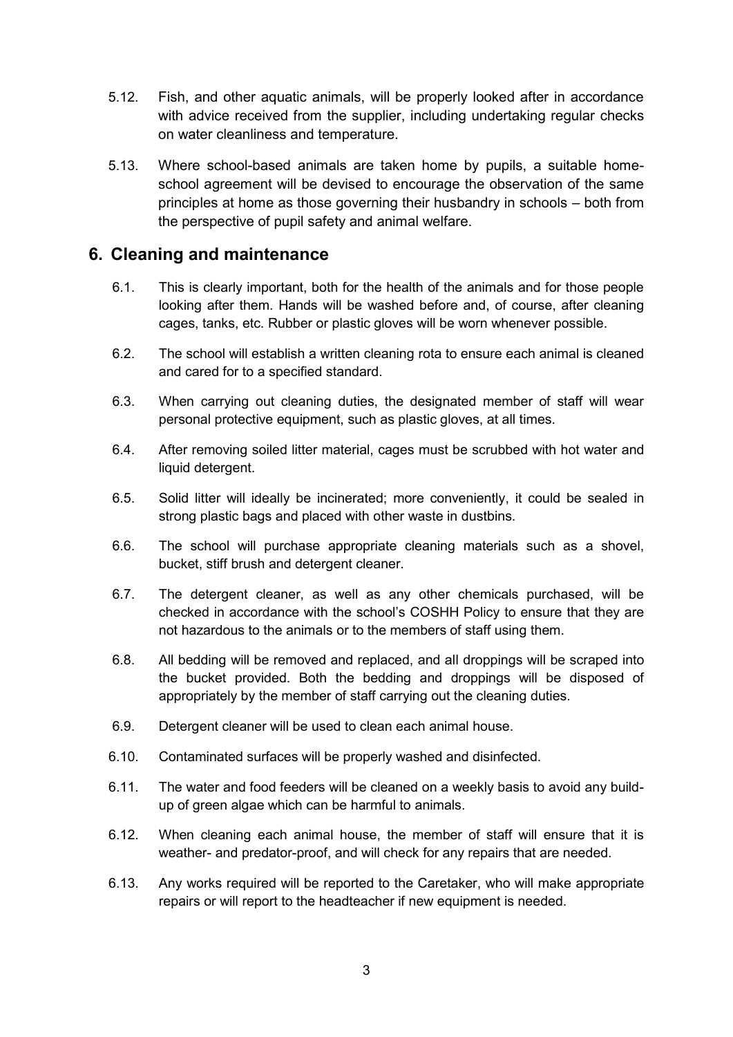5.12. Fish, and other aquatic animals, will be properly looked after in accordance with advice received from the supplier, including undertaking regular checks on water cleanliness and temperature.

5.13. Where school-based animals are taken home by pupils, a suitable home-school agreement will be devised to encourage the observation of the same principles at home as those governing their husbandry in schools – both from the perspective of pupil safety and animal welfare.

## 6. Cleaning and maintenance

6.1. This is clearly important, both for the health of the animals and for those people looking after them. Hands will be washed before and, of course, after cleaning cages, tanks, etc. Rubber or plastic gloves will be worn whenever possible.

6.2. The school will establish a written cleaning rota to ensure each animal is cleaned and cared for to a specified standard.

6.3. When carrying out cleaning duties, the designated member of staff will wear personal protective equipment, such as plastic gloves, at all times.

6.4. After removing soiled litter material, cages must be scrubbed with hot water and liquid detergent.

6.5. Solid litter will ideally be incinerated; more conveniently, it could be sealed in strong plastic bags and placed with other waste in dustbins.

6.6. The school will purchase appropriate cleaning materials such as a shovel, bucket, stiff brush and detergent cleaner.

6.7. The detergent cleaner, as well as any other chemicals purchased, will be checked in accordance with the school's COSHH Policy to ensure that they are not hazardous to the animals or to the members of staff using them.

6.8. All bedding will be removed and replaced, and all droppings will be scraped into the bucket provided. Both the bedding and droppings will be disposed of appropriately by the member of staff carrying out the cleaning duties.

6.9. Detergent cleaner will be used to clean each animal house.

6.10. Contaminated surfaces will be properly washed and disinfected.

6.11. The water and food feeders will be cleaned on a weekly basis to avoid any build-up of green algae which can be harmful to animals.

6.12. When cleaning each animal house, the member of staff will ensure that it is weather- and predator-proof, and will check for any repairs that are needed.

6.13. Any works required will be reported to the Caretaker, who will make appropriate repairs or will report to the headteacher if new equipment is needed.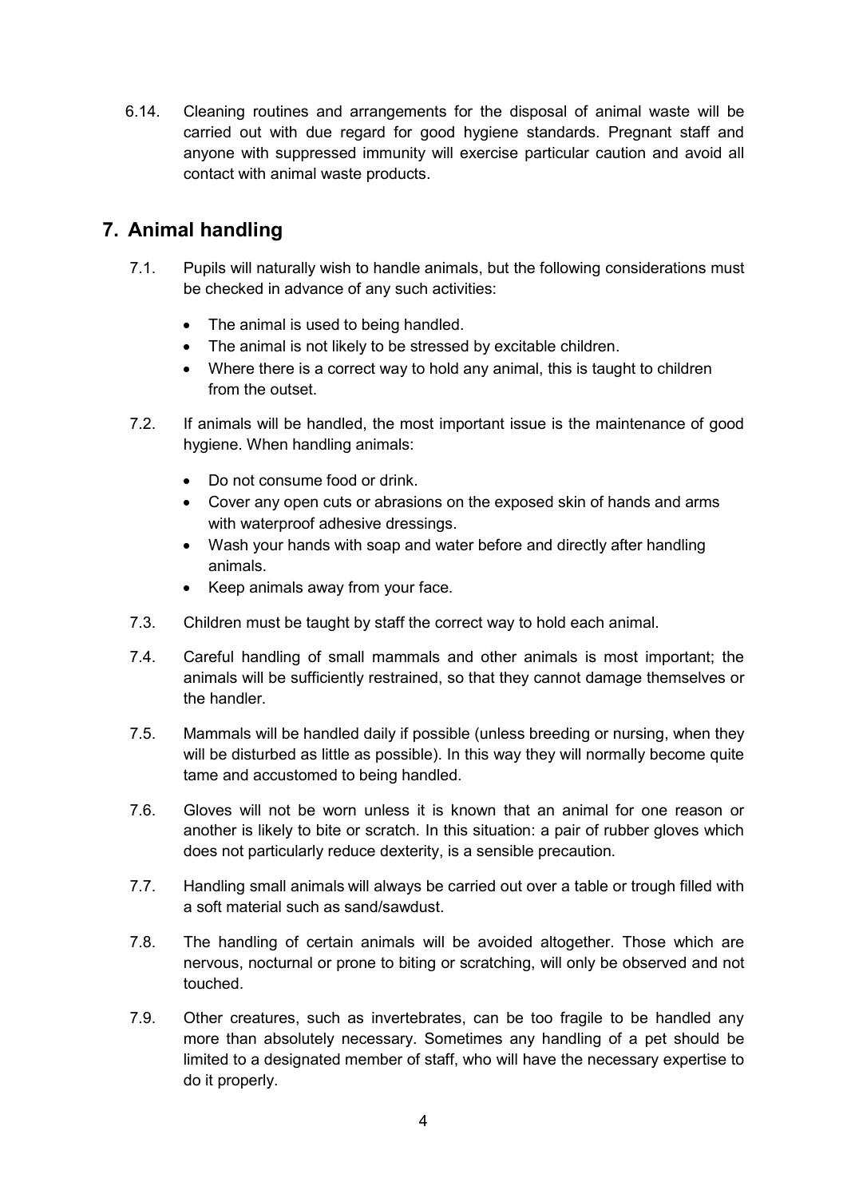6.14. Cleaning routines and arrangements for the disposal of animal waste will be carried out with due regard for good hygiene standards. Pregnant staff and anyone with suppressed immunity will exercise particular caution and avoid all contact with animal waste products.

## 7. Animal handling

7.1. Pupils will naturally wish to handle animals, but the following considerations must be checked in advance of any such activities:

- The animal is used to being handled.
- The animal is not likely to be stressed by excitable children.
- Where there is a correct way to hold any animal, this is taught to children from the outset.

7.2. If animals will be handled, the most important issue is the maintenance of good hygiene. When handling animals:

- Do not consume food or drink.
- Cover any open cuts or abrasions on the exposed skin of hands and arms with waterproof adhesive dressings.
- Wash your hands with soap and water before and directly after handling animals.
- Keep animals away from your face.

7.3. Children must be taught by staff the correct way to hold each animal.

7.4. Careful handling of small mammals and other animals is most important; the animals will be sufficiently restrained, so that they cannot damage themselves or the handler.

7.5. Mammals will be handled daily if possible (unless breeding or nursing, when they will be disturbed as little as possible). In this way they will normally become quite tame and accustomed to being handled.

7.6. Gloves will not be worn unless it is known that an animal for one reason or another is likely to bite or scratch. In this situation: a pair of rubber gloves which does not particularly reduce dexterity, is a sensible precaution.

7.7. Handling small animals will always be carried out over a table or trough filled with a soft material such as sand/sawdust.

7.8. The handling of certain animals will be avoided altogether. Those which are nervous, nocturnal or prone to biting or scratching, will only be observed and not touched.

7.9. Other creatures, such as invertebrates, can be too fragile to be handled any more than absolutely necessary. Sometimes any handling of a pet should be limited to a designated member of staff, who will have the necessary expertise to do it properly.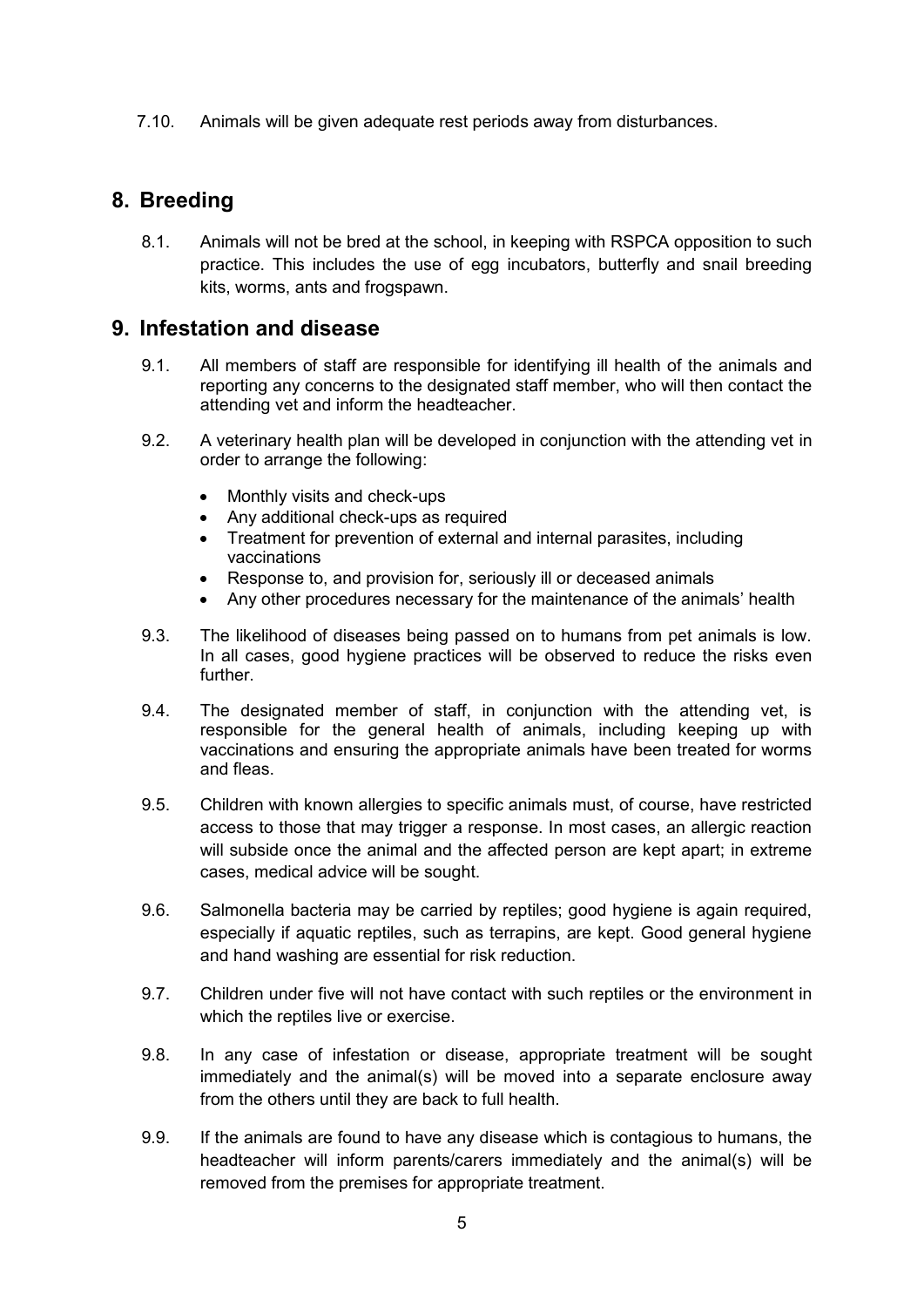7.10. Animals will be given adequate rest periods away from disturbances.

## 8. Breeding

8.1. Animals will not be bred at the school, in keeping with RSPCA opposition to such practice. This includes the use of egg incubators, butterfly and snail breeding kits, worms, ants and frogspawn.

## 9. Infestation and disease

9.1. All members of staff are responsible for identifying ill health of the animals and reporting any concerns to the designated staff member, who will then contact the attending vet and inform the headteacher.

9.2. A veterinary health plan will be developed in conjunction with the attending vet in order to arrange the following:

- Monthly visits and check-ups
- Any additional check-ups as required
- Treatment for prevention of external and internal parasites, including vaccinations
- Response to, and provision for, seriously ill or deceased animals
- Any other procedures necessary for the maintenance of the animals' health

9.3. The likelihood of diseases being passed on to humans from pet animals is low. In all cases, good hygiene practices will be observed to reduce the risks even further.

9.4. The designated member of staff, in conjunction with the attending vet, is responsible for the general health of animals, including keeping up with vaccinations and ensuring the appropriate animals have been treated for worms and fleas.

9.5. Children with known allergies to specific animals must, of course, have restricted access to those that may trigger a response. In most cases, an allergic reaction will subside once the animal and the affected person are kept apart; in extreme cases, medical advice will be sought.

9.6. Salmonella bacteria may be carried by reptiles; good hygiene is again required, especially if aquatic reptiles, such as terrapins, are kept. Good general hygiene and hand washing are essential for risk reduction.

9.7. Children under five will not have contact with such reptiles or the environment in which the reptiles live or exercise.

9.8. In any case of infestation or disease, appropriate treatment will be sought immediately and the animal(s) will be moved into a separate enclosure away from the others until they are back to full health.

9.9. If the animals are found to have any disease which is contagious to humans, the headteacher will inform parents/carers immediately and the animal(s) will be removed from the premises for appropriate treatment.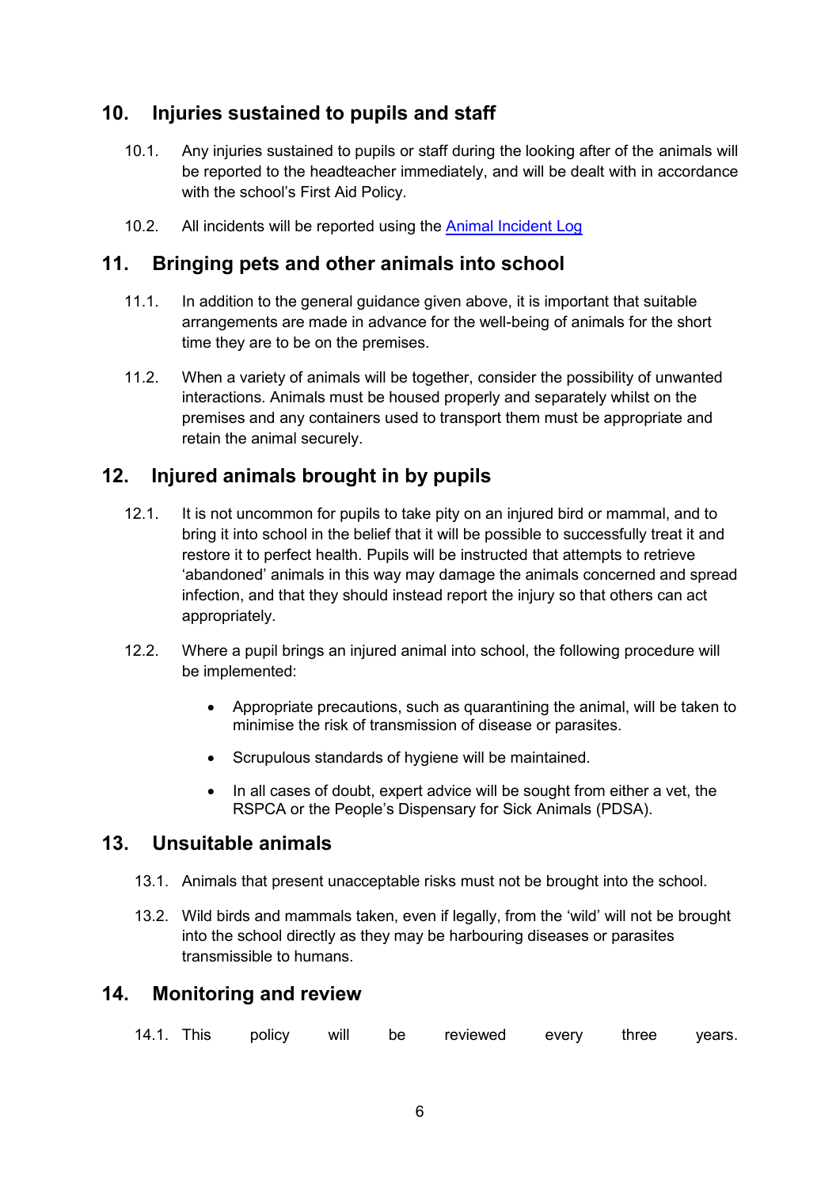## 10. Injuries sustained to pupils and staff

10.1. Any injuries sustained to pupils or staff during the looking after of the animals will be reported to the headteacher immediately, and will be dealt with in accordance with the school's First Aid Policy.

10.2. All incidents will be reported using the Animal Incident Log

## 11. Bringing pets and other animals into school

11.1. In addition to the general guidance given above, it is important that suitable arrangements are made in advance for the well-being of animals for the short time they are to be on the premises.

11.2. When a variety of animals will be together, consider the possibility of unwanted interactions. Animals must be housed properly and separately whilst on the premises and any containers used to transport them must be appropriate and retain the animal securely.

## 12. Injured animals brought in by pupils

12.1. It is not uncommon for pupils to take pity on an injured bird or mammal, and to bring it into school in the belief that it will be possible to successfully treat it and restore it to perfect health. Pupils will be instructed that attempts to retrieve 'abandoned' animals in this way may damage the animals concerned and spread infection, and that they should instead report the injury so that others can act appropriately.

12.2. Where a pupil brings an injured animal into school, the following procedure will be implemented:

- Appropriate precautions, such as quarantining the animal, will be taken to minimise the risk of transmission of disease or parasites.
- Scrupulous standards of hygiene will be maintained.
- In all cases of doubt, expert advice will be sought from either a vet, the RSPCA or the People's Dispensary for Sick Animals (PDSA).

## 13. Unsuitable animals

13.1. Animals that present unacceptable risks must not be brought into the school.

13.2. Wild birds and mammals taken, even if legally, from the 'wild' will not be brought into the school directly as they may be harbouring diseases or parasites transmissible to humans.

## 14. Monitoring and review

14.1. This policy will be reviewed every three years.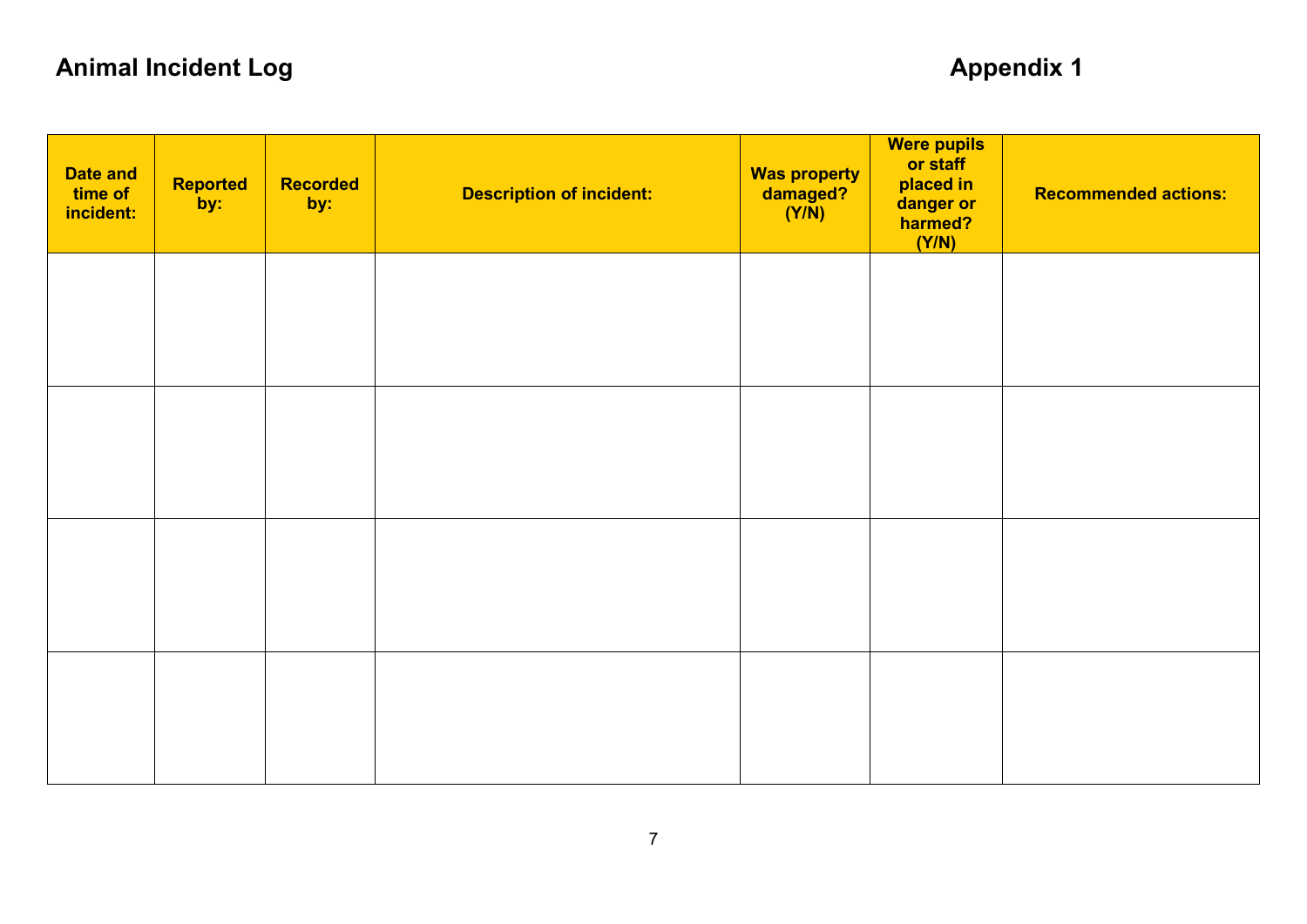# Animal Incident Log

## Appendix 1

| Date and time of incident: | Reported by: | Recorded by: | Description of incident: | Was property damaged? (Y/N) | Were pupils or staff placed in danger or harmed? (Y/N) | Recommended actions: |
|---|---|---|---|---|---|---|
| | | | | | | |
| | | | | | | |
| | | | | | | |
| | | | | | | |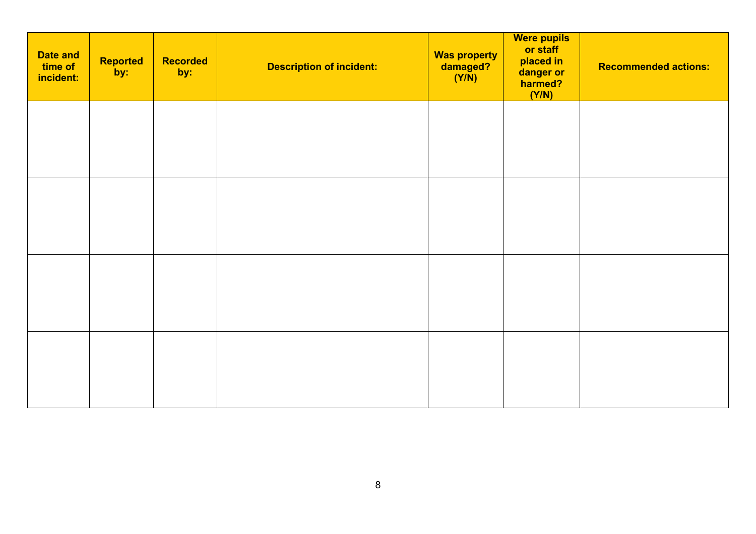| Date and time of incident: | Reported by: | Recorded by: | Description of incident: | Was property damaged? (Y/N) | Were pupils or staff placed in danger or harmed? (Y/N) | Recommended actions: |
|---|---|---|---|---|---|---|
| | | | | | | |
| | | | | | | |
| | | | | | | |
| | | | | | | |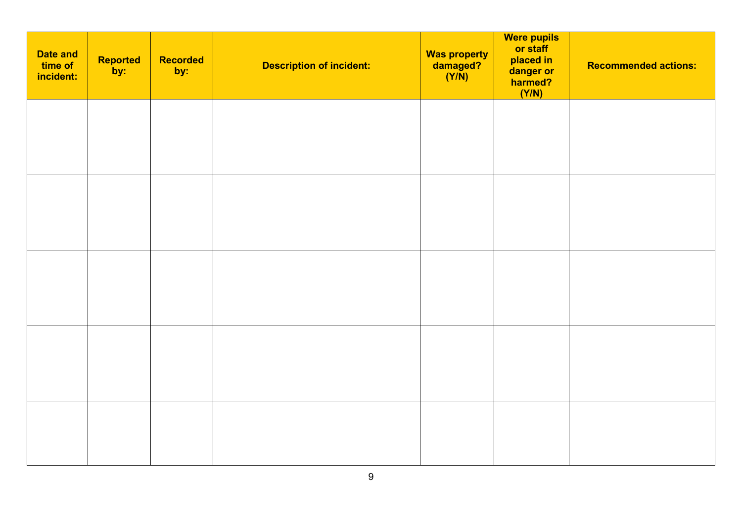| Date and time of incident: | Reported by: | Recorded by: | Description of incident: | Was property damaged? (Y/N) | Were pupils or staff placed in danger or harmed? (Y/N) | Recommended actions: |
|---|---|---|---|---|---|---|
| | | | | | | |
| | | | | | | |
| | | | | | | |
| | | | | | | |
| | | | | | | |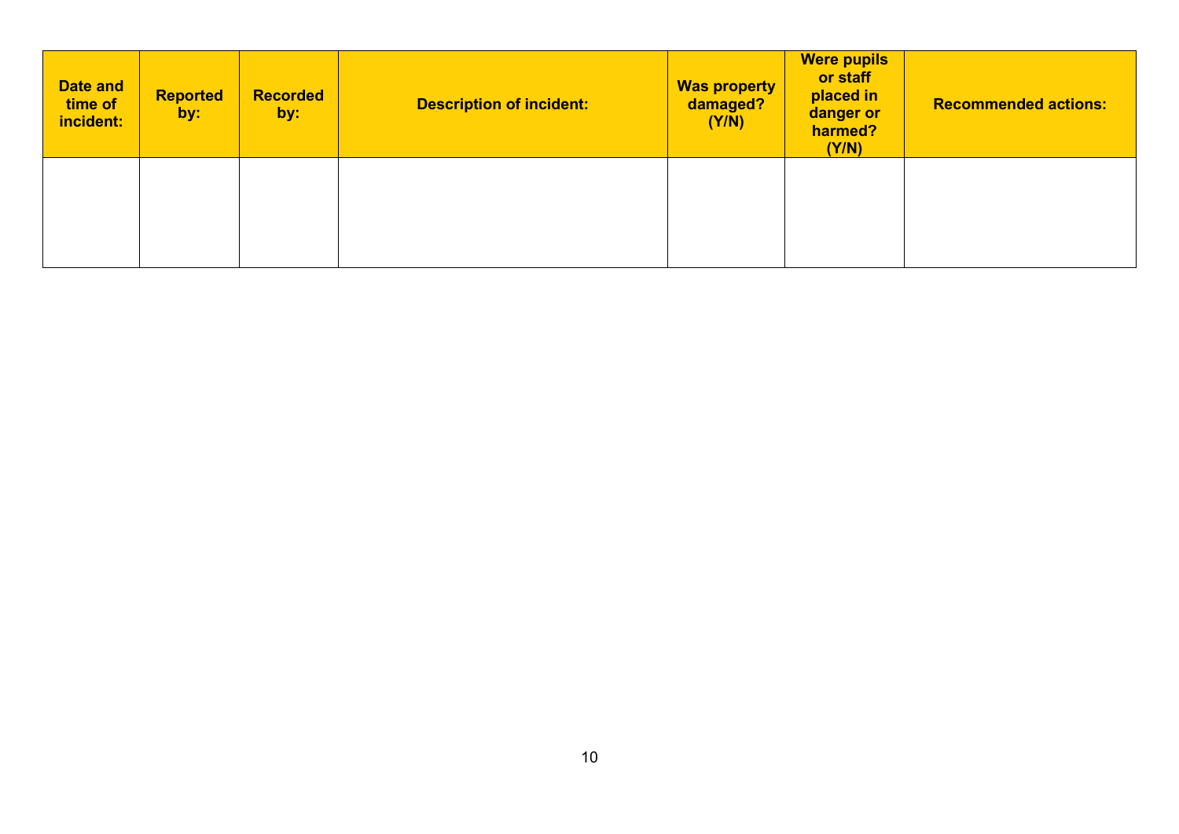| Date and time of incident: | Reported by: | Recorded by: | Description of incident: | Was property damaged? (Y/N) | Were pupils or staff placed in danger or harmed? (Y/N) | Recommended actions: |
|---|---|---|---|---|---|---|
| | | | | | | |